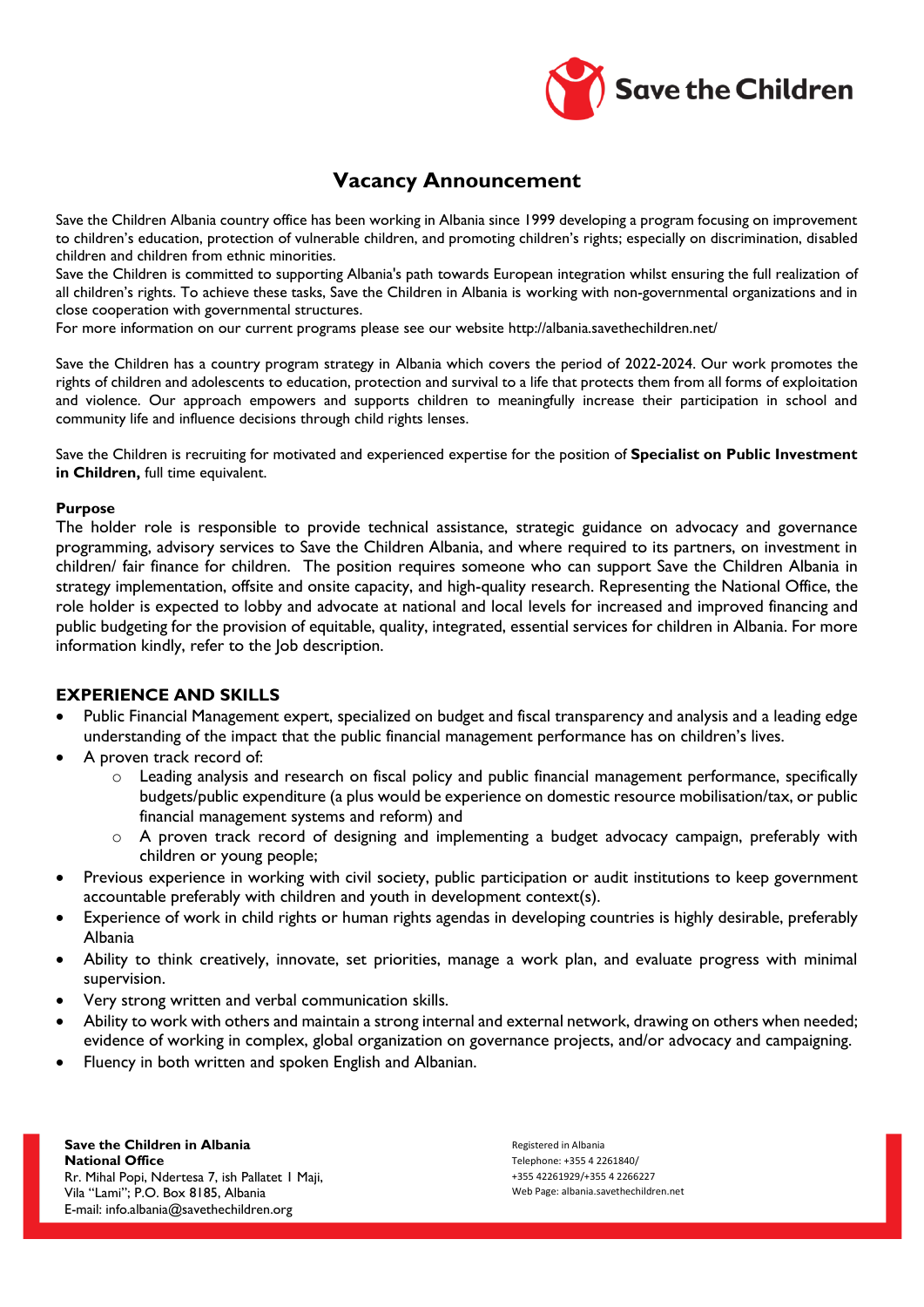# Vacancy Announcement

Save the Children Albania country office has been working in Albania since 1999 developing a program focusing on improvement to children's education, protection of vulnerable children, and promoting children's rights; especially on discrimination, disabled children and children from ethnic minorities.
Save the Children is committed to supporting Albania's path towards European integration whilst ensuring the full realization of all children's rights. To achieve these tasks, Save the Children in Albania is working with non-governmental organizations and in close cooperation with governmental structures.
For more information on our current programs please see our website http://albania.savethechildren.net/

Save the Children has a country program strategy in Albania which covers the period of 2022-2024. Our work promotes the rights of children and adolescents to education, protection and survival to a life that protects them from all forms of exploitation and violence. Our approach empowers and supports children to meaningfully increase their participation in school and community life and influence decisions through child rights lenses.

Save the Children is recruiting for motivated and experienced expertise for the position of **Specialist on Public Investment in Children,** full time equivalent.

**Purpose**

The holder role is responsible to provide technical assistance, strategic guidance on advocacy and governance programming, advisory services to Save the Children Albania, and where required to its partners, on investment in children/ fair finance for children. The position requires someone who can support Save the Children Albania in strategy implementation, offsite and onsite capacity, and high-quality research. Representing the National Office, the role holder is expected to lobby and advocate at national and local levels for increased and improved financing and public budgeting for the provision of equitable, quality, integrated, essential services for children in Albania. For more information kindly, refer to the Job description.

## EXPERIENCE AND SKILLS

- Public Financial Management expert, specialized on budget and fiscal transparency and analysis and a leading edge understanding of the impact that the public financial management performance has on children's lives.
- A proven track record of:
  - Leading analysis and research on fiscal policy and public financial management performance, specifically budgets/public expenditure (a plus would be experience on domestic resource mobilisation/tax, or public financial management systems and reform) and
  - A proven track record of designing and implementing a budget advocacy campaign, preferably with children or young people;
- Previous experience in working with civil society, public participation or audit institutions to keep government accountable preferably with children and youth in development context(s).
- Experience of work in child rights or human rights agendas in developing countries is highly desirable, preferably Albania
- Ability to think creatively, innovate, set priorities, manage a work plan, and evaluate progress with minimal supervision.
- Very strong written and verbal communication skills.
- Ability to work with others and maintain a strong internal and external network, drawing on others when needed; evidence of working in complex, global organization on governance projects, and/or advocacy and campaigning.
- Fluency in both written and spoken English and Albanian.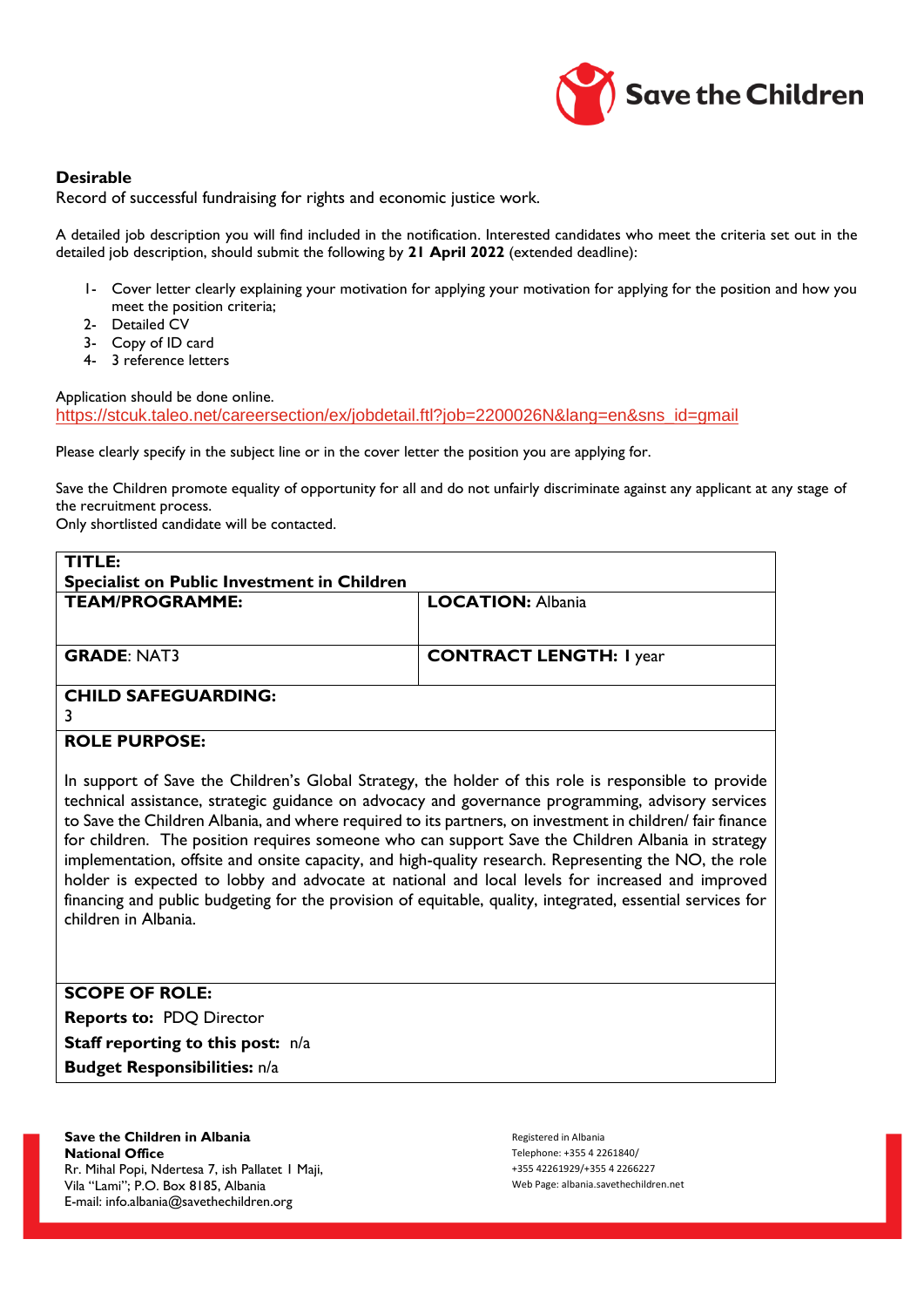**Desirable**

Record of successful fundraising for rights and economic justice work.

A detailed job description you will find included in the notification. Interested candidates who meet the criteria set out in the detailed job description, should submit the following by **21 April 2022** (extended deadline):

1- Cover letter clearly explaining your motivation for applying your motivation for applying for the position and how you meet the position criteria;
2- Detailed CV
3- Copy of ID card
4- 3 reference letters

Application should be done online.
https://stcuk.taleo.net/careersection/ex/jobdetail.ftl?job=2200026N&lang=en&sns_id=gmail

Please clearly specify in the subject line or in the cover letter the position you are applying for.

Save the Children promote equality of opportunity for all and do not unfairly discriminate against any applicant at any stage of the recruitment process.
Only shortlisted candidate will be contacted.

| **TITLE:** **Specialist on Public Investment in Children** | |
|---|---|
| **TEAM/PROGRAMME:** | **LOCATION:** Albania |
| **GRADE**: NAT3 | **CONTRACT LENGTH:** 1 year |
| **CHILD SAFEGUARDING:** 3 | |
| **ROLE PURPOSE:** In support of Save the Children's Global Strategy, the holder of this role is responsible to provide technical assistance, strategic guidance on advocacy and governance programming, advisory services to Save the Children Albania, and where required to its partners, on investment in children/ fair finance for children. The position requires someone who can support Save the Children Albania in strategy implementation, offsite and onsite capacity, and high-quality research. Representing the NO, the role holder is expected to lobby and advocate at national and local levels for increased and improved financing and public budgeting for the provision of equitable, quality, integrated, essential services for children in Albania. | |
| **SCOPE OF ROLE:** **Reports to:** PDQ Director **Staff reporting to this post:** n/a **Budget Responsibilities:** n/a | |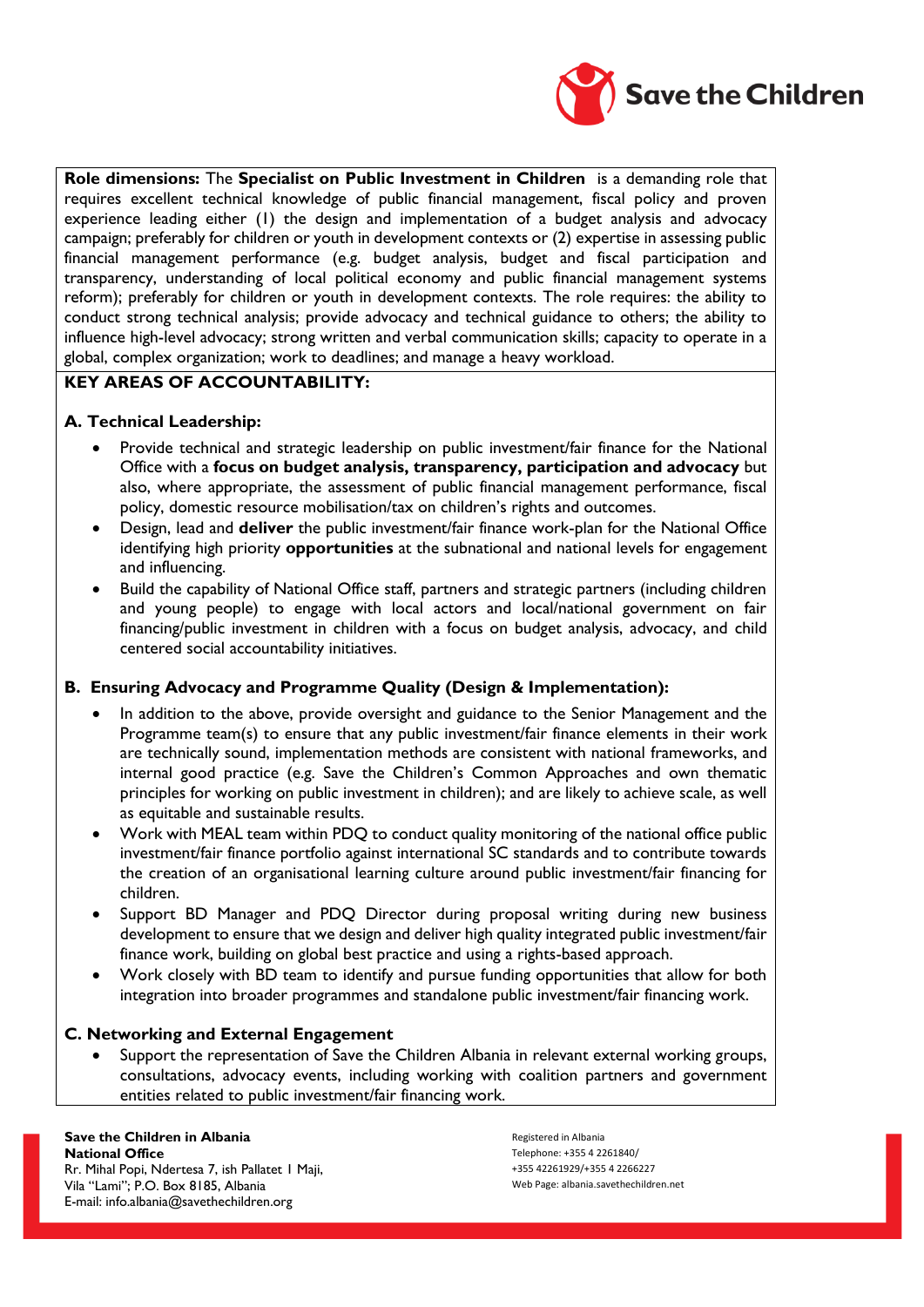**Role dimensions:** The **Specialist on Public Investment in Children** is a demanding role that requires excellent technical knowledge of public financial management, fiscal policy and proven experience leading either (1) the design and implementation of a budget analysis and advocacy campaign; preferably for children or youth in development contexts or (2) expertise in assessing public financial management performance (e.g. budget analysis, budget and fiscal participation and transparency, understanding of local political economy and public financial management systems reform); preferably for children or youth in development contexts. The role requires: the ability to conduct strong technical analysis; provide advocacy and technical guidance to others; the ability to influence high-level advocacy; strong written and verbal communication skills; capacity to operate in a global, complex organization; work to deadlines; and manage a heavy workload.

## KEY AREAS OF ACCOUNTABILITY:

### A. Technical Leadership:

- Provide technical and strategic leadership on public investment/fair finance for the National Office with a **focus on budget analysis, transparency, participation and advocacy** but also, where appropriate, the assessment of public financial management performance, fiscal policy, domestic resource mobilisation/tax on children's rights and outcomes.
- Design, lead and **deliver** the public investment/fair finance work-plan for the National Office identifying high priority **opportunities** at the subnational and national levels for engagement and influencing.
- Build the capability of National Office staff, partners and strategic partners (including children and young people) to engage with local actors and local/national government on fair financing/public investment in children with a focus on budget analysis, advocacy, and child centered social accountability initiatives.

### B. Ensuring Advocacy and Programme Quality (Design & Implementation):

- In addition to the above, provide oversight and guidance to the Senior Management and the Programme team(s) to ensure that any public investment/fair finance elements in their work are technically sound, implementation methods are consistent with national frameworks, and internal good practice (e.g. Save the Children's Common Approaches and own thematic principles for working on public investment in children); and are likely to achieve scale, as well as equitable and sustainable results.
- Work with MEAL team within PDQ to conduct quality monitoring of the national office public investment/fair finance portfolio against international SC standards and to contribute towards the creation of an organisational learning culture around public investment/fair financing for children.
- Support BD Manager and PDQ Director during proposal writing during new business development to ensure that we design and deliver high quality integrated public investment/fair finance work, building on global best practice and using a rights-based approach.
- Work closely with BD team to identify and pursue funding opportunities that allow for both integration into broader programmes and standalone public investment/fair financing work.

### C. Networking and External Engagement

- Support the representation of Save the Children Albania in relevant external working groups, consultations, advocacy events, including working with coalition partners and government entities related to public investment/fair financing work.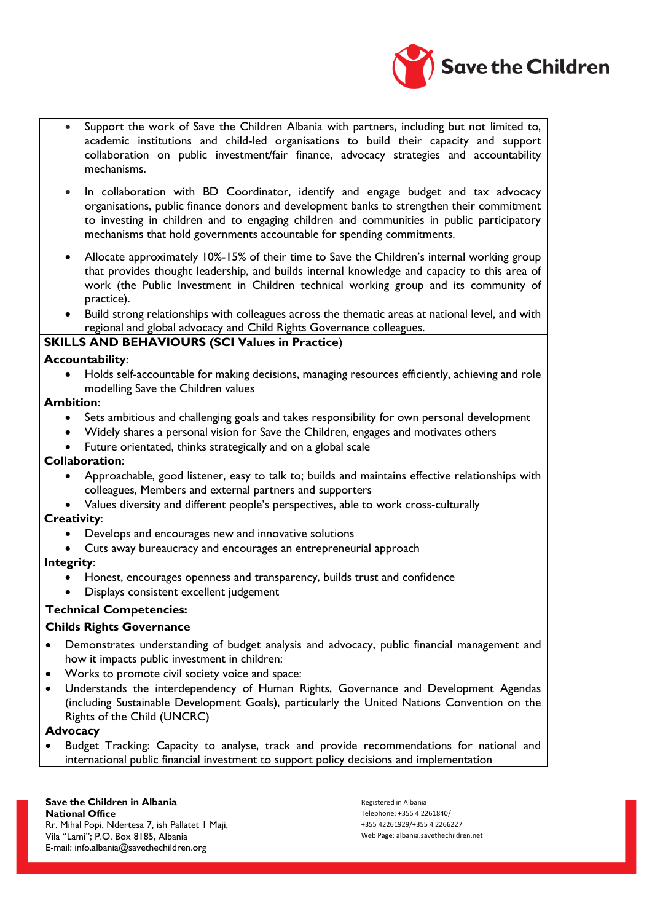- Support the work of Save the Children Albania with partners, including but not limited to, academic institutions and child-led organisations to build their capacity and support collaboration on public investment/fair finance, advocacy strategies and accountability mechanisms.
- In collaboration with BD Coordinator, identify and engage budget and tax advocacy organisations, public finance donors and development banks to strengthen their commitment to investing in children and to engaging children and communities in public participatory mechanisms that hold governments accountable for spending commitments.
- Allocate approximately 10%-15% of their time to Save the Children's internal working group that provides thought leadership, and builds internal knowledge and capacity to this area of work (the Public Investment in Children technical working group and its community of practice).
- Build strong relationships with colleagues across the thematic areas at national level, and with regional and global advocacy and Child Rights Governance colleagues.

**SKILLS AND BEHAVIOURS (SCI Values in Practice)**

**Accountability**:

- Holds self-accountable for making decisions, managing resources efficiently, achieving and role modelling Save the Children values

**Ambition**:

- Sets ambitious and challenging goals and takes responsibility for own personal development
- Widely shares a personal vision for Save the Children, engages and motivates others
- Future orientated, thinks strategically and on a global scale

**Collaboration**:

- Approachable, good listener, easy to talk to; builds and maintains effective relationships with colleagues, Members and external partners and supporters
- Values diversity and different people's perspectives, able to work cross-culturally

**Creativity**:

- Develops and encourages new and innovative solutions
- Cuts away bureaucracy and encourages an entrepreneurial approach

**Integrity**:

- Honest, encourages openness and transparency, builds trust and confidence
- Displays consistent excellent judgement

**Technical Competencies:**

**Childs Rights Governance**

- Demonstrates understanding of budget analysis and advocacy, public financial management and how it impacts public investment in children:
- Works to promote civil society voice and space:
- Understands the interdependency of Human Rights, Governance and Development Agendas (including Sustainable Development Goals), particularly the United Nations Convention on the Rights of the Child (UNCRC)

**Advocacy**

- Budget Tracking: Capacity to analyse, track and provide recommendations for national and international public financial investment to support policy decisions and implementation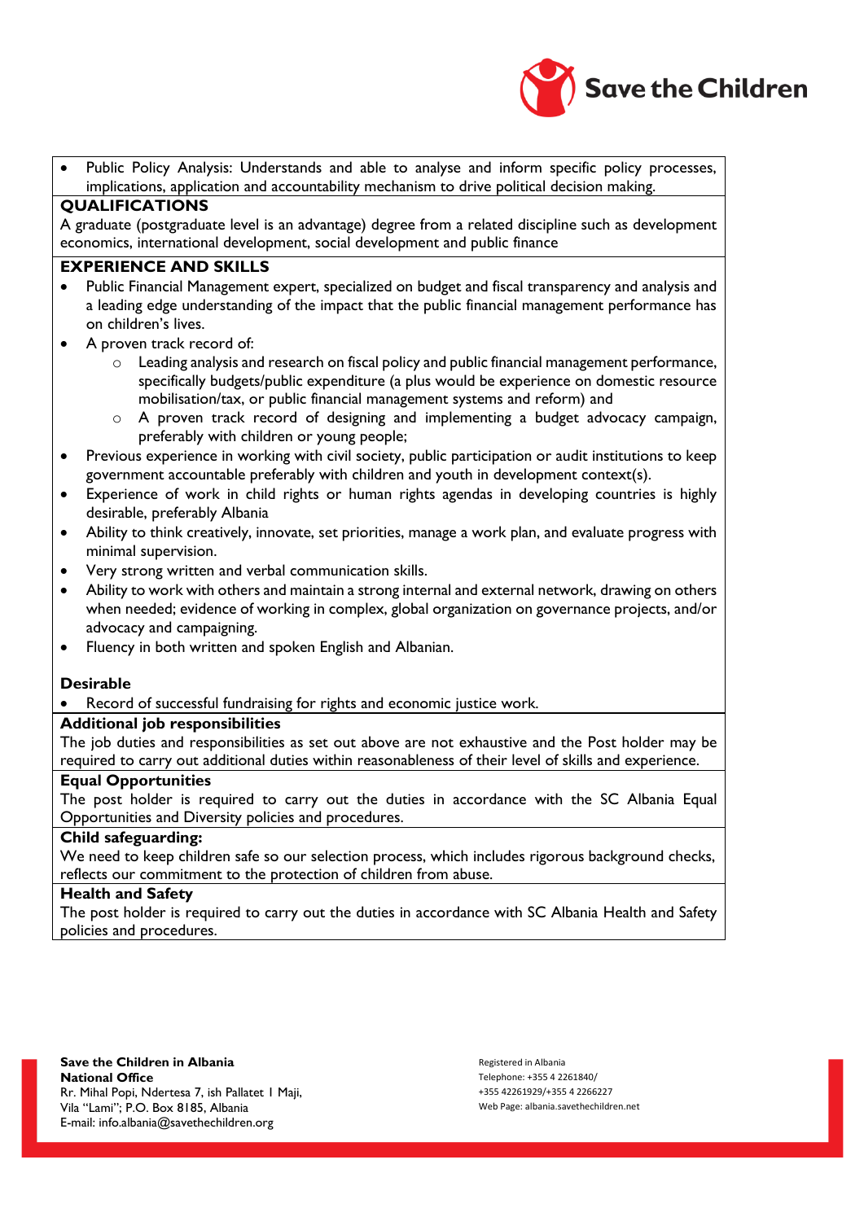- Public Policy Analysis: Understands and able to analyse and inform specific policy processes, implications, application and accountability mechanism to drive political decision making.

## QUALIFICATIONS

A graduate (postgraduate level is an advantage) degree from a related discipline such as development economics, international development, social development and public finance

## EXPERIENCE AND SKILLS

- Public Financial Management expert, specialized on budget and fiscal transparency and analysis and a leading edge understanding of the impact that the public financial management performance has on children's lives.
- A proven track record of:
  - Leading analysis and research on fiscal policy and public financial management performance, specifically budgets/public expenditure (a plus would be experience on domestic resource mobilisation/tax, or public financial management systems and reform) and
  - A proven track record of designing and implementing a budget advocacy campaign, preferably with children or young people;
- Previous experience in working with civil society, public participation or audit institutions to keep government accountable preferably with children and youth in development context(s).
- Experience of work in child rights or human rights agendas in developing countries is highly desirable, preferably Albania
- Ability to think creatively, innovate, set priorities, manage a work plan, and evaluate progress with minimal supervision.
- Very strong written and verbal communication skills.
- Ability to work with others and maintain a strong internal and external network, drawing on others when needed; evidence of working in complex, global organization on governance projects, and/or advocacy and campaigning.
- Fluency in both written and spoken English and Albanian.

### Desirable

- Record of successful fundraising for rights and economic justice work.

### Additional job responsibilities

The job duties and responsibilities as set out above are not exhaustive and the Post holder may be required to carry out additional duties within reasonableness of their level of skills and experience.

### Equal Opportunities

The post holder is required to carry out the duties in accordance with the SC Albania Equal Opportunities and Diversity policies and procedures.

### Child safeguarding:

We need to keep children safe so our selection process, which includes rigorous background checks, reflects our commitment to the protection of children from abuse.

### Health and Safety

The post holder is required to carry out the duties in accordance with SC Albania Health and Safety policies and procedures.